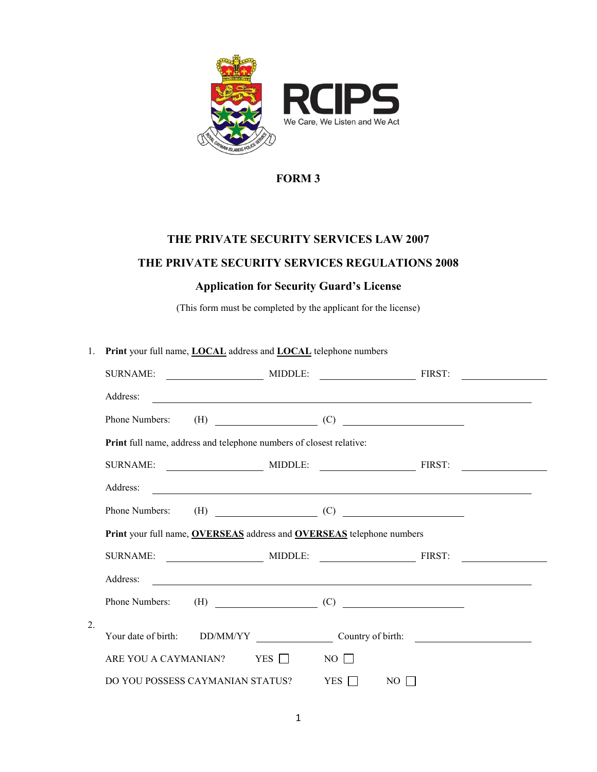RCIPS
We Care, We Listen and We Act

# FORM 3

## THE PRIVATE SECURITY SERVICES LAW 2007

## THE PRIVATE SECURITY SERVICES REGULATIONS 2008

### Application for Security Guard's License

(This form must be completed by the applicant for the license)

1. **Print** your full name, **LOCAL** address and **LOCAL** telephone numbers

   SURNAME: ____________ MIDDLE: ____________ FIRST: ____________

   Address: ________________________________________

   Phone Numbers: (H) ____________ (C) ____________

   **Print** full name, address and telephone numbers of closest relative:

   SURNAME: ____________ MIDDLE: ____________ FIRST: ____________

   Address: ________________________________________

   Phone Numbers: (H) ____________ (C) ____________

   **Print** your full name, **OVERSEAS** address and **OVERSEAS** telephone numbers

   SURNAME: ____________ MIDDLE: ____________ FIRST: ____________

   Address: ________________________________________

   Phone Numbers: (H) ____________ (C) ____________

2. Your date of birth: DD/MM/YY ____________ Country of birth: ____________

   ARE YOU A CAYMANIAN? YES ☐ NO ☐

   DO YOU POSSESS CAYMANIAN STATUS? YES ☐ NO ☐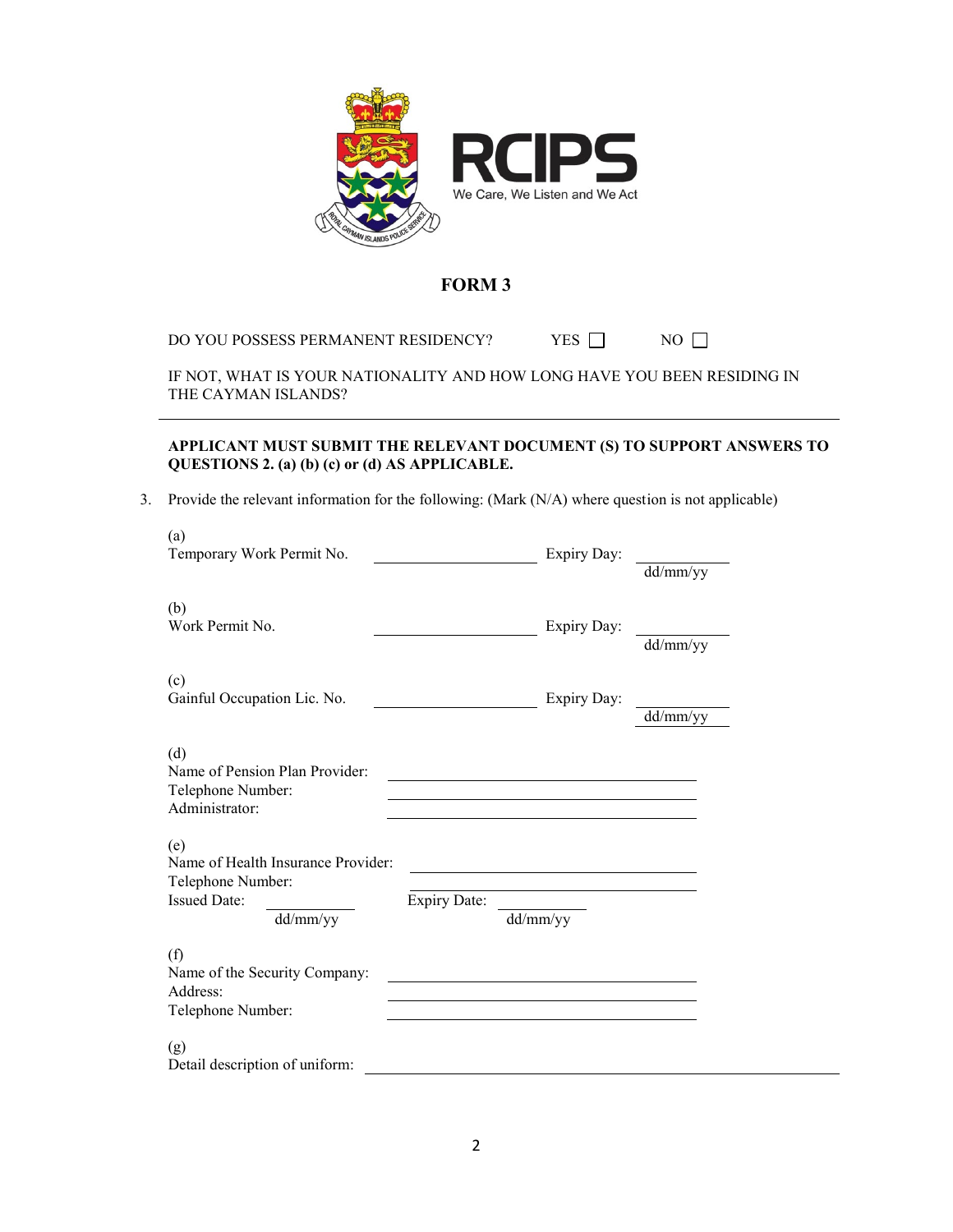RCIPS

We Care, We Listen and We Act

# FORM 3

DO YOU POSSESS PERMANENT RESIDENCY? YES ☐ NO ☐

IF NOT, WHAT IS YOUR NATIONALITY AND HOW LONG HAVE YOU BEEN RESIDING IN THE CAYMAN ISLANDS?

---

**APPLICANT MUST SUBMIT THE RELEVANT DOCUMENT (S) TO SUPPORT ANSWERS TO QUESTIONS 2. (a) (b) (c) or (d) AS APPLICABLE.**

3. Provide the relevant information for the following: (Mark (N/A) where question is not applicable)

(a)
Temporary Work Permit No. ____________________ Expiry Day: __________
dd/mm/yy

(b)
Work Permit No. ____________________ Expiry Day: __________
dd/mm/yy

(c)
Gainful Occupation Lic. No. ____________________ Expiry Day: __________
dd/mm/yy

(d)
Name of Pension Plan Provider: ______________________________
Telephone Number: ______________________________
Administrator: ______________________________

(e)
Name of Health Insurance Provider: ______________________________
Telephone Number: ______________________________
Issued Date: __________ Expiry Date: __________
dd/mm/yy dd/mm/yy

(f)
Name of the Security Company: ______________________________
Address: ______________________________
Telephone Number: ______________________________

(g)
Detail description of uniform: ______________________________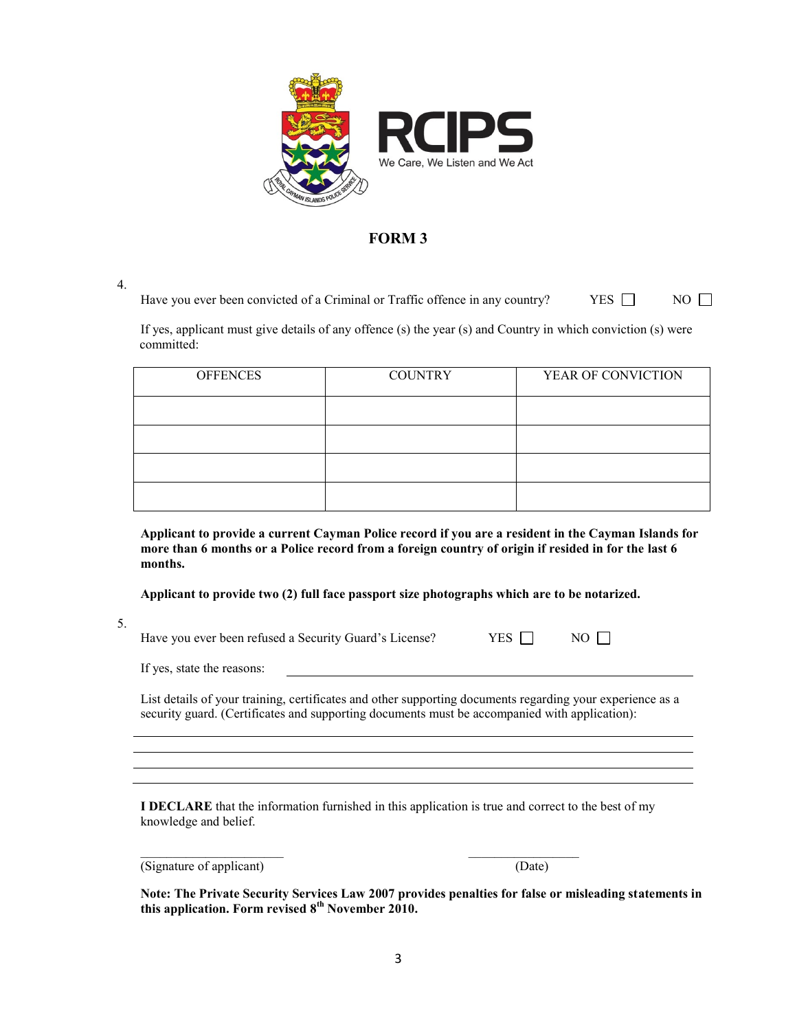RCIPS

We Care, We Listen and We Act

# FORM 3

4. Have you ever been convicted of a Criminal or Traffic offence in any country? YES ☐ NO ☐

If yes, applicant must give details of any offence (s) the year (s) and Country in which conviction (s) were committed:

| OFFENCES | COUNTRY | YEAR OF CONVICTION |
|---|---|---|
| | | |
| | | |
| | | |
| | | |

**Applicant to provide a current Cayman Police record if you are a resident in the Cayman Islands for more than 6 months or a Police record from a foreign country of origin if resided in for the last 6 months.**

**Applicant to provide two (2) full face passport size photographs which are to be notarized.**

5. Have you ever been refused a Security Guard's License? YES ☐ NO ☐

If yes, state the reasons: ______________________________

List details of your training, certificates and other supporting documents regarding your experience as a security guard. (Certificates and supporting documents must be accompanied with application):

______________________________

______________________________

______________________________

______________________________

**I DECLARE** that the information furnished in this application is true and correct to the best of my knowledge and belief.

______________________ ______________________

(Signature of applicant) (Date)

**Note: The Private Security Services Law 2007 provides penalties for false or misleading statements in this application. Form revised 8th November 2010.**